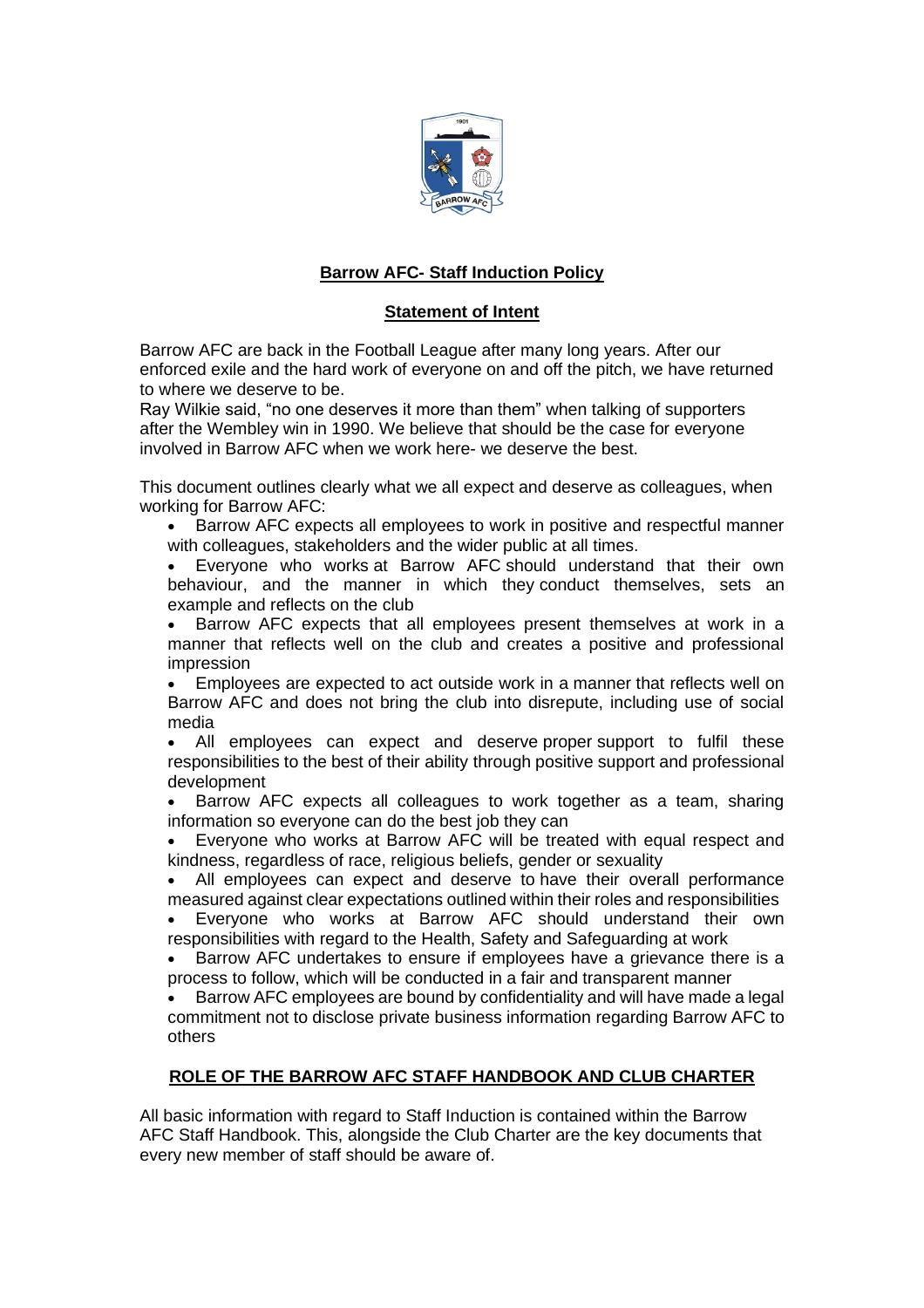# **Barrow AFC- Staff Induction Policy**

## **Statement of Intent**

Barrow AFC are back in the Football League after many long years. After our enforced exile and the hard work of everyone on and off the pitch, we have returned to where we deserve to be.
Ray Wilkie said, "no one deserves it more than them" when talking of supporters after the Wembley win in 1990. We believe that should be the case for everyone involved in Barrow AFC when we work here- we deserve the best.

This document outlines clearly what we all expect and deserve as colleagues, when working for Barrow AFC:

- Barrow AFC expects all employees to work in positive and respectful manner with colleagues, stakeholders and the wider public at all times.
- Everyone who works at Barrow AFC should understand that their own behaviour, and the manner in which they conduct themselves, sets an example and reflects on the club
- Barrow AFC expects that all employees present themselves at work in a manner that reflects well on the club and creates a positive and professional impression
- Employees are expected to act outside work in a manner that reflects well on Barrow AFC and does not bring the club into disrepute, including use of social media
- All employees can expect and deserve proper support to fulfil these responsibilities to the best of their ability through positive support and professional development
- Barrow AFC expects all colleagues to work together as a team, sharing information so everyone can do the best job they can
- Everyone who works at Barrow AFC will be treated with equal respect and kindness, regardless of race, religious beliefs, gender or sexuality
- All employees can expect and deserve to have their overall performance measured against clear expectations outlined within their roles and responsibilities
- Everyone who works at Barrow AFC should understand their own responsibilities with regard to the Health, Safety and Safeguarding at work
- Barrow AFC undertakes to ensure if employees have a grievance there is a process to follow, which will be conducted in a fair and transparent manner
- Barrow AFC employees are bound by confidentiality and will have made a legal commitment not to disclose private business information regarding Barrow AFC to others

## **ROLE OF THE BARROW AFC STAFF HANDBOOK AND CLUB CHARTER**

All basic information with regard to Staff Induction is contained within the Barrow AFC Staff Handbook. This, alongside the Club Charter are the key documents that every new member of staff should be aware of.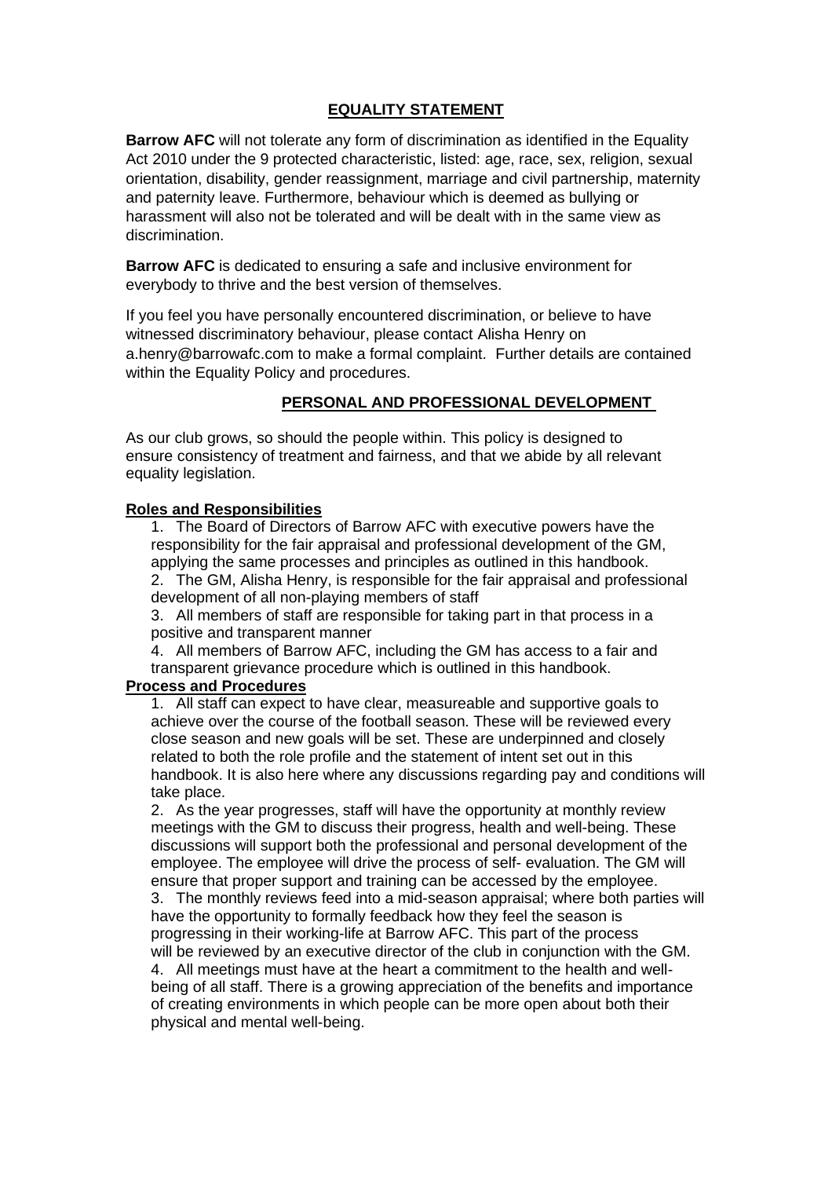## EQUALITY STATEMENT

**Barrow AFC** will not tolerate any form of discrimination as identified in the Equality Act 2010 under the 9 protected characteristic, listed: age, race, sex, religion, sexual orientation, disability, gender reassignment, marriage and civil partnership, maternity and paternity leave. Furthermore, behaviour which is deemed as bullying or harassment will also not be tolerated and will be dealt with in the same view as discrimination.

**Barrow AFC** is dedicated to ensuring a safe and inclusive environment for everybody to thrive and the best version of themselves.

If you feel you have personally encountered discrimination, or believe to have witnessed discriminatory behaviour, please contact Alisha Henry on a.henry@barrowafc.com to make a formal complaint. Further details are contained within the Equality Policy and procedures.

## PERSONAL AND PROFESSIONAL DEVELOPMENT

As our club grows, so should the people within. This policy is designed to ensure consistency of treatment and fairness, and that we abide by all relevant equality legislation.

### Roles and Responsibilities

1. The Board of Directors of Barrow AFC with executive powers have the responsibility for the fair appraisal and professional development of the GM, applying the same processes and principles as outlined in this handbook.
2. The GM, Alisha Henry, is responsible for the fair appraisal and professional development of all non-playing members of staff
3. All members of staff are responsible for taking part in that process in a positive and transparent manner
4. All members of Barrow AFC, including the GM has access to a fair and transparent grievance procedure which is outlined in this handbook.

### Process and Procedures

1. All staff can expect to have clear, measureable and supportive goals to achieve over the course of the football season. These will be reviewed every close season and new goals will be set. These are underpinned and closely related to both the role profile and the statement of intent set out in this handbook. It is also here where any discussions regarding pay and conditions will take place.
2. As the year progresses, staff will have the opportunity at monthly review meetings with the GM to discuss their progress, health and well-being. These discussions will support both the professional and personal development of the employee. The employee will drive the process of self- evaluation. The GM will ensure that proper support and training can be accessed by the employee.
3. The monthly reviews feed into a mid-season appraisal; where both parties will have the opportunity to formally feedback how they feel the season is progressing in their working-life at Barrow AFC. This part of the process will be reviewed by an executive director of the club in conjunction with the GM.
4. All meetings must have at the heart a commitment to the health and well-being of all staff. There is a growing appreciation of the benefits and importance of creating environments in which people can be more open about both their physical and mental well-being.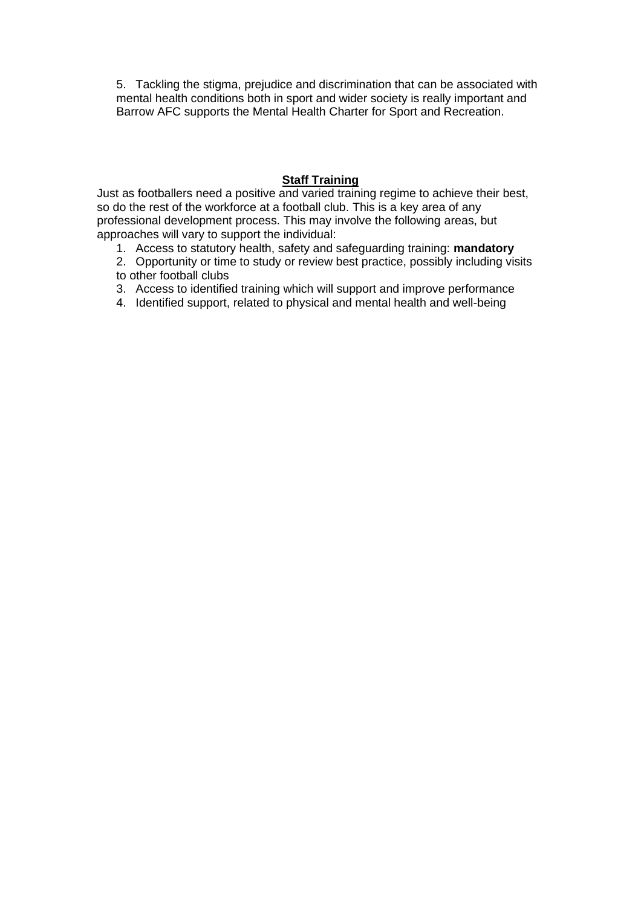5. Tackling the stigma, prejudice and discrimination that can be associated with mental health conditions both in sport and wider society is really important and Barrow AFC supports the Mental Health Charter for Sport and Recreation.

## Staff Training

Just as footballers need a positive and varied training regime to achieve their best, so do the rest of the workforce at a football club. This is a key area of any professional development process. This may involve the following areas, but approaches will vary to support the individual:

1. Access to statutory health, safety and safeguarding training: **mandatory**
2. Opportunity or time to study or review best practice, possibly including visits to other football clubs
3. Access to identified training which will support and improve performance
4. Identified support, related to physical and mental health and well-being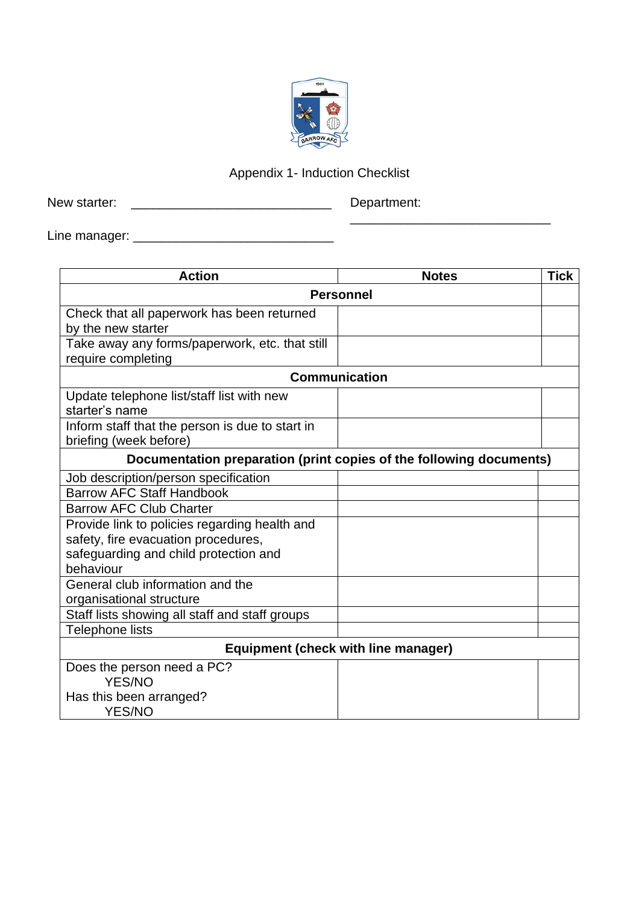Appendix 1- Induction Checklist

New starter: ____________________________ Department: ____________________________

Line manager: ____________________________

| Action | Notes | Tick |
|---|---|---|
| **Personnel** | | |
| Check that all paperwork has been returned by the new starter | | |
| Take away any forms/paperwork, etc. that still require completing | | |
| **Communication** | | |
| Update telephone list/staff list with new starter's name | | |
| Inform staff that the person is due to start in briefing (week before) | | |
| **Documentation preparation (print copies of the following documents)** | | |
| Job description/person specification | | |
| Barrow AFC Staff Handbook | | |
| Barrow AFC Club Charter | | |
| Provide link to policies regarding health and safety, fire evacuation procedures, safeguarding and child protection and behaviour | | |
| General club information and the organisational structure | | |
| Staff lists showing all staff and staff groups | | |
| Telephone lists | | |
| **Equipment (check with line manager)** | | |
| Does the person need a PC? YES/NO Has this been arranged? YES/NO | | |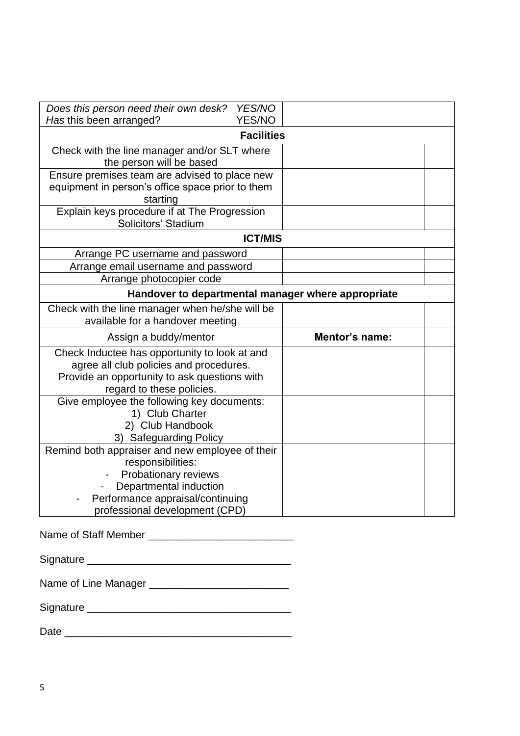| | | |
|---|---|---|
| *Does this person need their own desk? YES/NO*<br>*Has* this been arranged? YES/NO | | |
| **Facilities** | | |
| Check with the line manager and/or SLT where the person will be based | | |
| Ensure premises team are advised to place new equipment in person's office space prior to them starting | | |
| Explain keys procedure if at The Progression Solicitors' Stadium | | |
| **ICT/MIS** | | |
| Arrange PC username and password | | |
| Arrange email username and password | | |
| Arrange photocopier code | | |
| **Handover to departmental manager where appropriate** | | |
| Check with the line manager when he/she will be available for a handover meeting | | |
| Assign a buddy/mentor | **Mentor's name:** | |
| Check Inductee has opportunity to look at and agree all club policies and procedures. Provide an opportunity to ask questions with regard to these policies. | | |
| Give employee the following key documents:<br>1) Club Charter<br>2) Club Handbook<br>3) Safeguarding Policy | | |
| Remind both appraiser and new employee of their responsibilities:<br>- Probationary reviews<br>- Departmental induction<br>- Performance appraisal/continuing professional development (CPD) | | |

Name of Staff Member ________________________

Signature __________________________________

Name of Line Manager _______________________

Signature __________________________________

Date ______________________________________